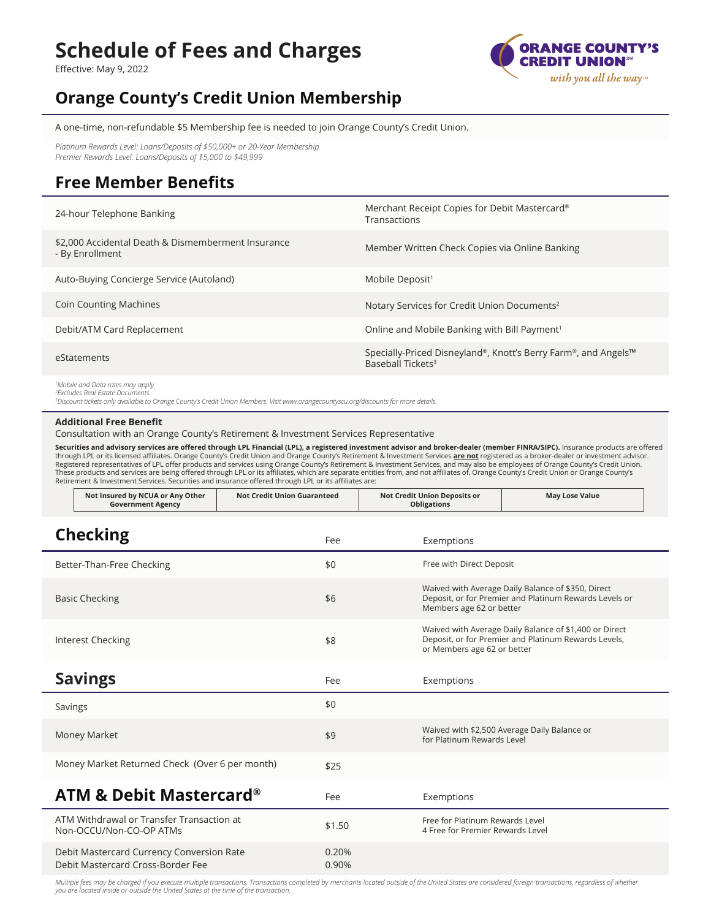# Schedule of Fees and Charges

Effective: May 9, 2022

ORANGE COUNTY'S CREDIT UNION℠ *with you all the way™*

## Orange County's Credit Union Membership

A one-time, non-refundable $5 Membership fee is needed to join Orange County's Credit Union.

*Platinum Rewards Level: Loans/Deposits of $50,000+ or 20-Year Membership*
*Premier Rewards Level: Loans/Deposits of $5,000 to $49,999*

## Free Member Benefits

| | |
|---|---|
| 24-hour Telephone Banking | Merchant Receipt Copies for Debit Mastercard® Transactions |
| $2,000 Accidental Death & Dismemberment Insurance - By Enrollment | Member Written Check Copies via Online Banking |
| Auto-Buying Concierge Service (Autoland) | Mobile Deposit[1] |
| Coin Counting Machines | Notary Services for Credit Union Documents[2] |
| Debit/ATM Card Replacement | Online and Mobile Banking with Bill Payment[1] |
| eStatements | Specially-Priced Disneyland®, Knott's Berry Farm®, and Angels™ Baseball Tickets[3] |

*[1]Mobile and Data rates may apply.*
*[2]Excludes Real Estate Documents.*
*[3]Discount tickets only available to Orange County's Credit Union Members. Visit www.orangecountyscu.org/discounts for more details.*

**Additional Free Benefit**

Consultation with an Orange County's Retirement & Investment Services Representative

**Securities and advisory services are offered through LPL Financial (LPL), a registered investment advisor and broker-dealer (member FINRA/SIPC).** Insurance products are offered through LPL or its licensed affiliates. Orange County's Credit Union and Orange County's Retirement & Investment Services **are not** registered as a broker-dealer or investment advisor. Registered representatives of LPL offer products and services using Orange County's Retirement & Investment Services, and may also be employees of Orange County's Credit Union. These products and services are being offered through LPL or its affiliates, which are separate entities from, and not affiliates of, Orange County's Credit Union or Orange County's Retirement & Investment Services. Securities and insurance offered through LPL or its affiliates are:

| Not Insured by NCUA or Any Other Government Agency | Not Credit Union Guaranteed | Not Credit Union Deposits or Obligations | May Lose Value |
|---|---|---|---|

## Checking

| Checking | Fee | Exemptions |
|---|---|---|
| Better-Than-Free Checking | $0 | Free with Direct Deposit |
| Basic Checking | $6 | Waived with Average Daily Balance of $350, Direct Deposit, or for Premier and Platinum Rewards Levels or Members age 62 or better |
| Interest Checking | $8 | Waived with Average Daily Balance of $1,400 or Direct Deposit, or for Premier and Platinum Rewards Levels, or Members age 62 or better |

## Savings

| Savings | Fee | Exemptions |
|---|---|---|
| Savings | $0 | |
| Money Market | $9 | Waived with $2,500 Average Daily Balance or for Platinum Rewards Level |
| Money Market Returned Check (Over 6 per month) | $25 | |

## ATM & Debit Mastercard®

| ATM & Debit Mastercard® | Fee | Exemptions |
|---|---|---|
| ATM Withdrawal or Transfer Transaction at Non-OCCU/Non-CO-OP ATMs | $1.50 | Free for Platinum Rewards Level<br>4 Free for Premier Rewards Level |
| Debit Mastercard Currency Conversion Rate | 0.20% | |
| Debit Mastercard Cross-Border Fee | 0.90% | |

*Multiple fees may be charged if you execute multiple transactions. Transactions completed by merchants located outside of the United States are considered foreign transactions, regardless of whether you are located inside or outside the United States at the time of the transaction.*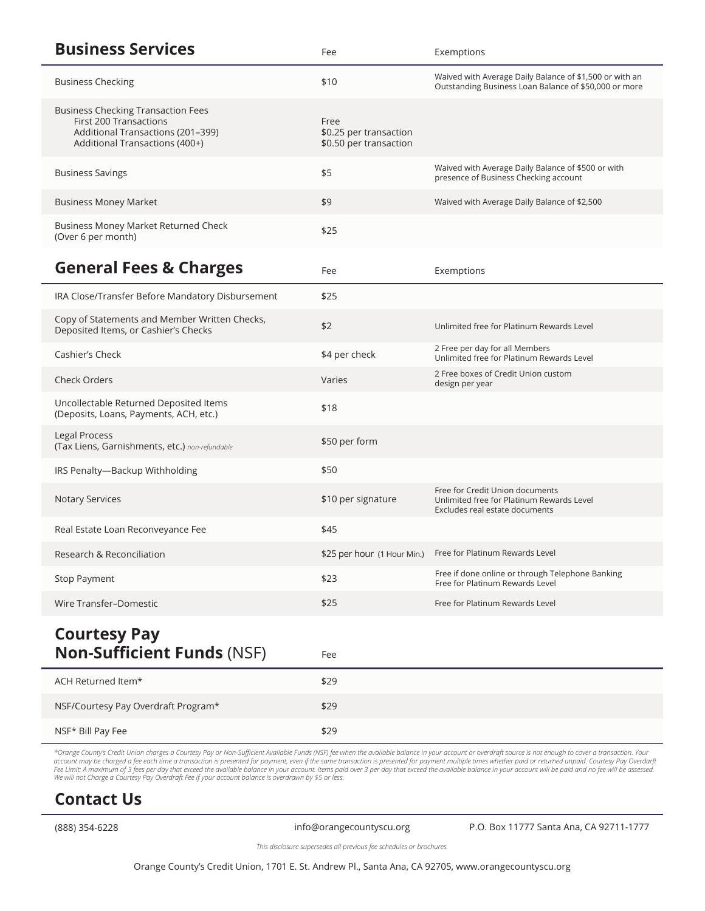## Business Services

| Business Services | Fee | Exemptions |
|---|---|---|
| Business Checking | $10 | Waived with Average Daily Balance of $1,500 or with an Outstanding Business Loan Balance of $50,000 or more |
| Business Checking Transaction Fees<br>First 200 Transactions<br>Additional Transactions (201–399)<br>Additional Transactions (400+) | <br>Free<br>$0.25 per transaction<br>$0.50 per transaction | |
| Business Savings | $5 | Waived with Average Daily Balance of $500 or with presence of Business Checking account |
| Business Money Market | $9 | Waived with Average Daily Balance of $2,500 |
| Business Money Market Returned Check (Over 6 per month) | $25 | |

## General Fees & Charges

| General Fees & Charges | Fee | Exemptions |
|---|---|---|
| IRA Close/Transfer Before Mandatory Disbursement | $25 | |
| Copy of Statements and Member Written Checks, Deposited Items, or Cashier's Checks | $2 | Unlimited free for Platinum Rewards Level |
| Cashier's Check | $4 per check | 2 Free per day for all Members<br>Unlimited free for Platinum Rewards Level |
| Check Orders | Varies | 2 Free boxes of Credit Union custom design per year |
| Uncollectable Returned Deposited Items (Deposits, Loans, Payments, ACH, etc.) | $18 | |
| Legal Process (Tax Liens, Garnishments, etc.) *non-refundable* | $50 per form | |
| IRS Penalty—Backup Withholding | $50 | |
| Notary Services | $10 per signature | Free for Credit Union documents<br>Unlimited free for Platinum Rewards Level<br>Excludes real estate documents |
| Real Estate Loan Reconveyance Fee | $45 | |
| Research & Reconciliation | $25 per hour (1 Hour Min.) | Free for Platinum Rewards Level |
| Stop Payment | $23 | Free if done online or through Telephone Banking<br>Free for Platinum Rewards Level |
| Wire Transfer–Domestic | $25 | Free for Platinum Rewards Level |

## Courtesy Pay Non-Sufficient Funds (NSF)

| Courtesy Pay Non-Sufficient Funds (NSF) | Fee |
|---|---|
| ACH Returned Item* | $29 |
| NSF/Courtesy Pay Overdraft Program* | $29 |
| NSF* Bill Pay Fee | $29 |

*\*Orange County's Credit Union charges a Courtesy Pay or Non-Sufficient Available Funds (NSF) fee when the available balance in your account or overdraft source is not enough to cover a transaction. Your account may be charged a fee each time a transaction is presented for payment, even if the same transaction is presented for payment multiple times whether paid or returned unpaid. Courtesy Pay Overdraft Fee Limit: A maximum of 3 fees per day that exceed the available balance in your account. Items paid over 3 per day that exceed the available balance in your account will be paid and no fee will be assessed. We will not Charge a Courtesy Pay Overdraft Fee if your account balance is overdrawn by $5 or less.*

## Contact Us

(888) 354-6228

info@orangecountyscu.org

P.O. Box 11777 Santa Ana, CA 92711-1777

*This disclosure supersedes all previous fee schedules or brochures.*

Orange County's Credit Union, 1701 E. St. Andrew Pl., Santa Ana, CA 92705, www.orangecountyscu.org